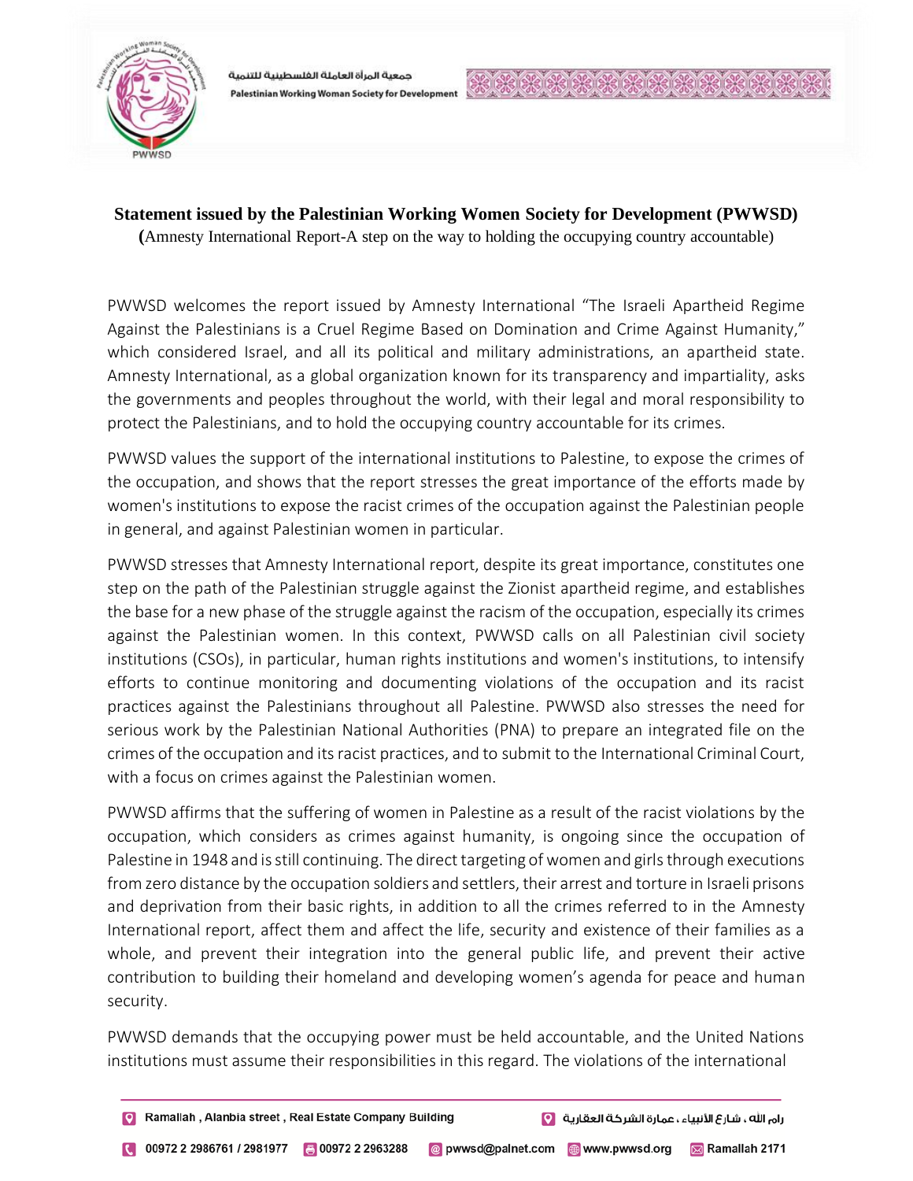**Statement issued by the Palestinian Working Women Society for Development (PWWSD)**

**(**Amnesty International Report-A step on the way to holding the occupying country accountable)

PWWSD welcomes the report issued by Amnesty International "The Israeli Apartheid Regime Against the Palestinians is a Cruel Regime Based on Domination and Crime Against Humanity," which considered Israel, and all its political and military administrations, an apartheid state. Amnesty International, as a global organization known for its transparency and impartiality, asks the governments and peoples throughout the world, with their legal and moral responsibility to protect the Palestinians, and to hold the occupying country accountable for its crimes.

PWWSD values the support of the international institutions to Palestine, to expose the crimes of the occupation, and shows that the report stresses the great importance of the efforts made by women's institutions to expose the racist crimes of the occupation against the Palestinian people in general, and against Palestinian women in particular.

PWWSD stresses that Amnesty International report, despite its great importance, constitutes one step on the path of the Palestinian struggle against the Zionist apartheid regime, and establishes the base for a new phase of the struggle against the racism of the occupation, especially its crimes against the Palestinian women. In this context, PWWSD calls on all Palestinian civil society institutions (CSOs), in particular, human rights institutions and women's institutions, to intensify efforts to continue monitoring and documenting violations of the occupation and its racist practices against the Palestinians throughout all Palestine. PWWSD also stresses the need for serious work by the Palestinian National Authorities (PNA) to prepare an integrated file on the crimes of the occupation and its racist practices, and to submit to the International Criminal Court, with a focus on crimes against the Palestinian women.

PWWSD affirms that the suffering of women in Palestine as a result of the racist violations by the occupation, which considers as crimes against humanity, is ongoing since the occupation of Palestine in 1948 and is still continuing. The direct targeting of women and girls through executions from zero distance by the occupation soldiers and settlers, their arrest and torture in Israeli prisons and deprivation from their basic rights, in addition to all the crimes referred to in the Amnesty International report, affect them and affect the life, security and existence of their families as a whole, and prevent their integration into the general public life, and prevent their active contribution to building their homeland and developing women's agenda for peace and human security.

PWWSD demands that the occupying power must be held accountable, and the United Nations institutions must assume their responsibilities in this regard. The violations of the international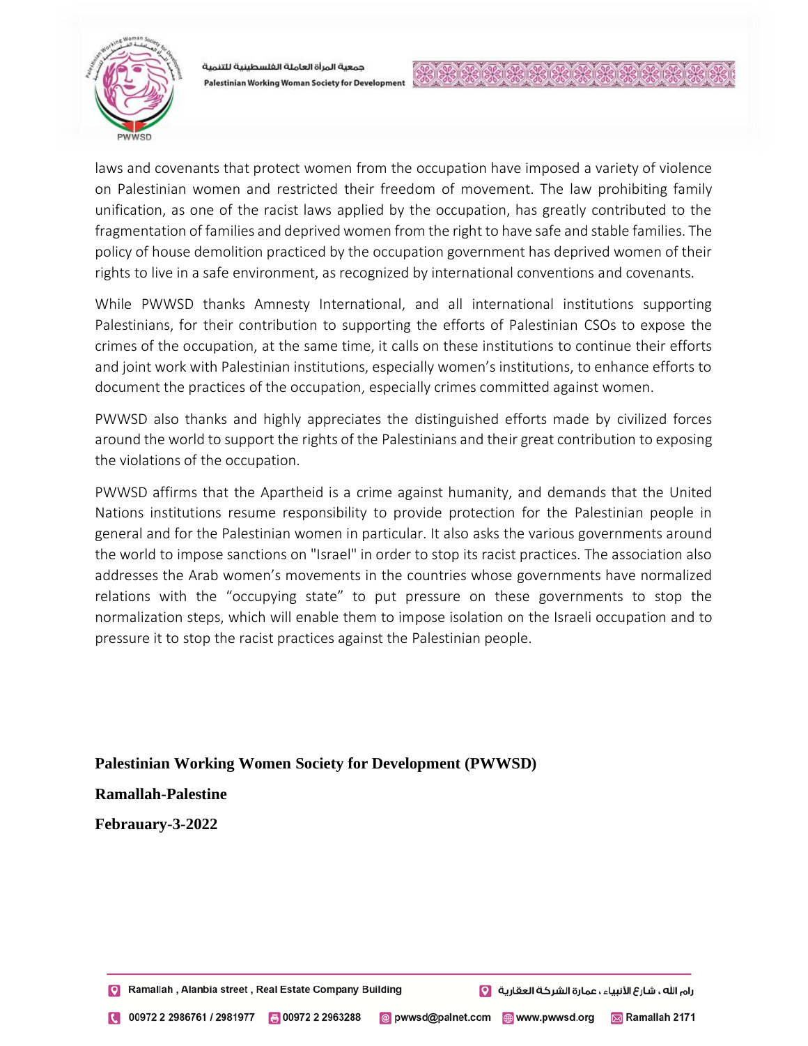laws and covenants that protect women from the occupation have imposed a variety of violence on Palestinian women and restricted their freedom of movement. The law prohibiting family unification, as one of the racist laws applied by the occupation, has greatly contributed to the fragmentation of families and deprived women from the right to have safe and stable families. The policy of house demolition practiced by the occupation government has deprived women of their rights to live in a safe environment, as recognized by international conventions and covenants.

While PWWSD thanks Amnesty International, and all international institutions supporting Palestinians, for their contribution to supporting the efforts of Palestinian CSOs to expose the crimes of the occupation, at the same time, it calls on these institutions to continue their efforts and joint work with Palestinian institutions, especially women's institutions, to enhance efforts to document the practices of the occupation, especially crimes committed against women.

PWWSD also thanks and highly appreciates the distinguished efforts made by civilized forces around the world to support the rights of the Palestinians and their great contribution to exposing the violations of the occupation.

PWWSD affirms that the Apartheid is a crime against humanity, and demands that the United Nations institutions resume responsibility to provide protection for the Palestinian people in general and for the Palestinian women in particular. It also asks the various governments around the world to impose sanctions on "Israel" in order to stop its racist practices. The association also addresses the Arab women's movements in the countries whose governments have normalized relations with the "occupying state" to put pressure on these governments to stop the normalization steps, which will enable them to impose isolation on the Israeli occupation and to pressure it to stop the racist practices against the Palestinian people.

**Palestinian Working Women Society for Development (PWWSD)**

**Ramallah-Palestine**

**Febrauary-3-2022**